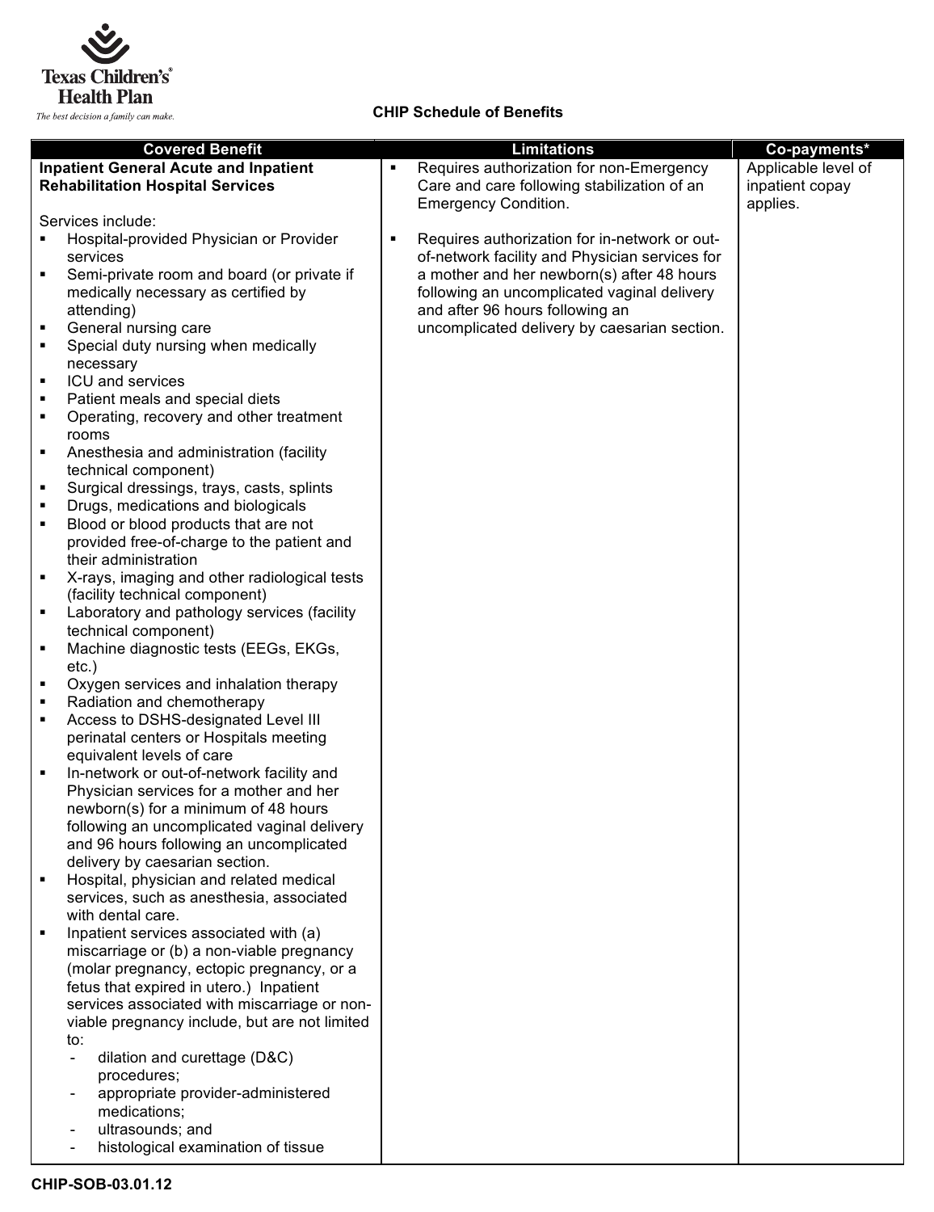Texas Children's Health Plan

*The best decision a family can make.*

**CHIP Schedule of Benefits**

| Covered Benefit | Limitations | Co-payments* |
|---|---|---|
| **Inpatient General Acute and Inpatient Rehabilitation Hospital Services**<br><br>Services include:<br>▪ Hospital-provided Physician or Provider services<br>▪ Semi-private room and board (or private if medically necessary as certified by attending)<br>▪ General nursing care<br>▪ Special duty nursing when medically necessary<br>▪ ICU and services<br>▪ Patient meals and special diets<br>▪ Operating, recovery and other treatment rooms<br>▪ Anesthesia and administration (facility technical component)<br>▪ Surgical dressings, trays, casts, splints<br>▪ Drugs, medications and biologicals<br>▪ Blood or blood products that are not provided free-of-charge to the patient and their administration<br>▪ X-rays, imaging and other radiological tests (facility technical component)<br>▪ Laboratory and pathology services (facility technical component)<br>▪ Machine diagnostic tests (EEGs, EKGs, etc.)<br>▪ Oxygen services and inhalation therapy<br>▪ Radiation and chemotherapy<br>▪ Access to DSHS-designated Level III perinatal centers or Hospitals meeting equivalent levels of care<br>▪ In-network or out-of-network facility and Physician services for a mother and her newborn(s) for a minimum of 48 hours following an uncomplicated vaginal delivery and 96 hours following an uncomplicated delivery by caesarian section.<br>▪ Hospital, physician and related medical services, such as anesthesia, associated with dental care.<br>▪ Inpatient services associated with (a) miscarriage or (b) a non-viable pregnancy (molar pregnancy, ectopic pregnancy, or a fetus that expired in utero.) Inpatient services associated with miscarriage or non-viable pregnancy include, but are not limited to:<br>- dilation and curettage (D&C) procedures;<br>- appropriate provider-administered medications;<br>- ultrasounds; and<br>- histological examination of tissue | ▪ Requires authorization for non-Emergency Care and care following stabilization of an Emergency Condition.<br><br>▪ Requires authorization for in-network or out-of-network facility and Physician services for a mother and her newborn(s) after 48 hours following an uncomplicated vaginal delivery and after 96 hours following an uncomplicated delivery by caesarian section. | Applicable level of inpatient copay applies. |

CHIP-SOB-03.01.12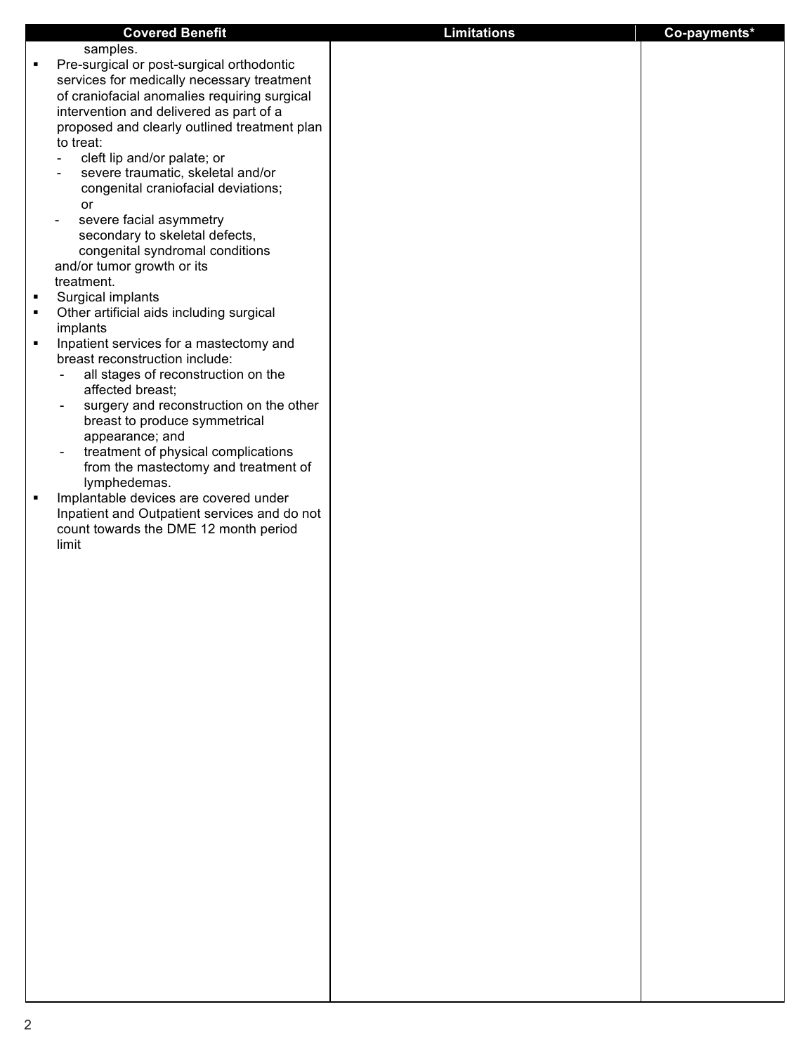| Covered Benefit | Limitations | Co-payments* |
| --- | --- | --- |
| samples.<br>▪ Pre-surgical or post-surgical orthodontic services for medically necessary treatment of craniofacial anomalies requiring surgical intervention and delivered as part of a proposed and clearly outlined treatment plan to treat:<br>- cleft lip and/or palate; or<br>- severe traumatic, skeletal and/or congenital craniofacial deviations; or<br>- severe facial asymmetry secondary to skeletal defects, congenital syndromal conditions and/or tumor growth or its treatment.<br>▪ Surgical implants<br>▪ Other artificial aids including surgical implants<br>▪ Inpatient services for a mastectomy and breast reconstruction include:<br>- all stages of reconstruction on the affected breast;<br>- surgery and reconstruction on the other breast to produce symmetrical appearance; and<br>- treatment of physical complications from the mastectomy and treatment of lymphedemas.<br>▪ Implantable devices are covered under Inpatient and Outpatient services and do not count towards the DME 12 month period limit | | |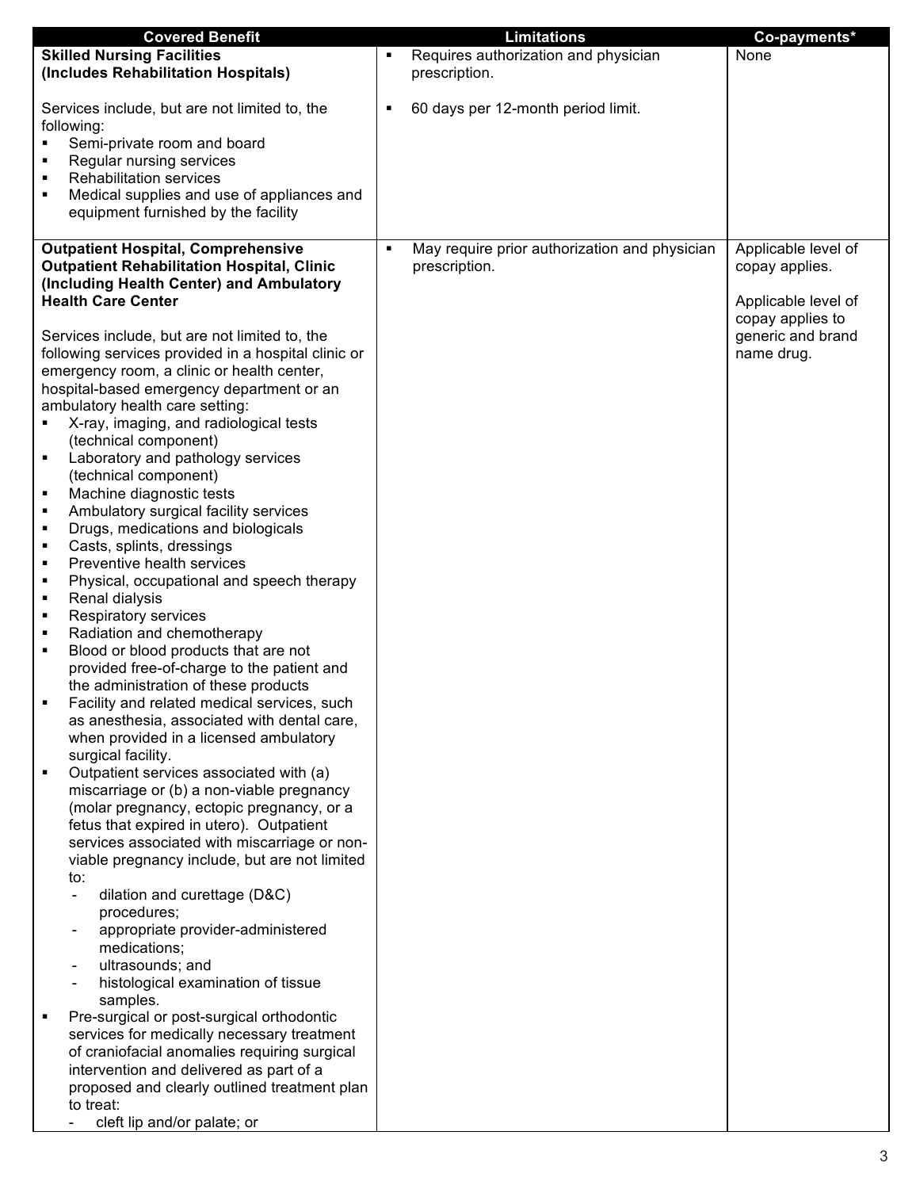| Covered Benefit | Limitations | Co-payments* |
|---|---|---|
| **Skilled Nursing Facilities (Includes Rehabilitation Hospitals)**<br><br>Services include, but are not limited to, the following:<br>▪ Semi-private room and board<br>▪ Regular nursing services<br>▪ Rehabilitation services<br>▪ Medical supplies and use of appliances and equipment furnished by the facility | ▪ Requires authorization and physician prescription.<br><br>▪ 60 days per 12-month period limit. | None |
| **Outpatient Hospital, Comprehensive Outpatient Rehabilitation Hospital, Clinic (Including Health Center) and Ambulatory Health Care Center**<br><br>Services include, but are not limited to, the following services provided in a hospital clinic or emergency room, a clinic or health center, hospital-based emergency department or an ambulatory health care setting:<br>▪ X-ray, imaging, and radiological tests (technical component)<br>▪ Laboratory and pathology services (technical component)<br>▪ Machine diagnostic tests<br>▪ Ambulatory surgical facility services<br>▪ Drugs, medications and biologicals<br>▪ Casts, splints, dressings<br>▪ Preventive health services<br>▪ Physical, occupational and speech therapy<br>▪ Renal dialysis<br>▪ Respiratory services<br>▪ Radiation and chemotherapy<br>▪ Blood or blood products that are not provided free-of-charge to the patient and the administration of these products<br>▪ Facility and related medical services, such as anesthesia, associated with dental care, when provided in a licensed ambulatory surgical facility.<br>▪ Outpatient services associated with (a) miscarriage or (b) a non-viable pregnancy (molar pregnancy, ectopic pregnancy, or a fetus that expired in utero). Outpatient services associated with miscarriage or non-viable pregnancy include, but are not limited to:<br>- dilation and curettage (D&C) procedures;<br>- appropriate provider-administered medications;<br>- ultrasounds; and<br>- histological examination of tissue samples.<br>▪ Pre-surgical or post-surgical orthodontic services for medically necessary treatment of craniofacial anomalies requiring surgical intervention and delivered as part of a proposed and clearly outlined treatment plan to treat:<br>- cleft lip and/or palate; or | ▪ May require prior authorization and physician prescription. | Applicable level of copay applies.<br><br>Applicable level of copay applies to generic and brand name drug. |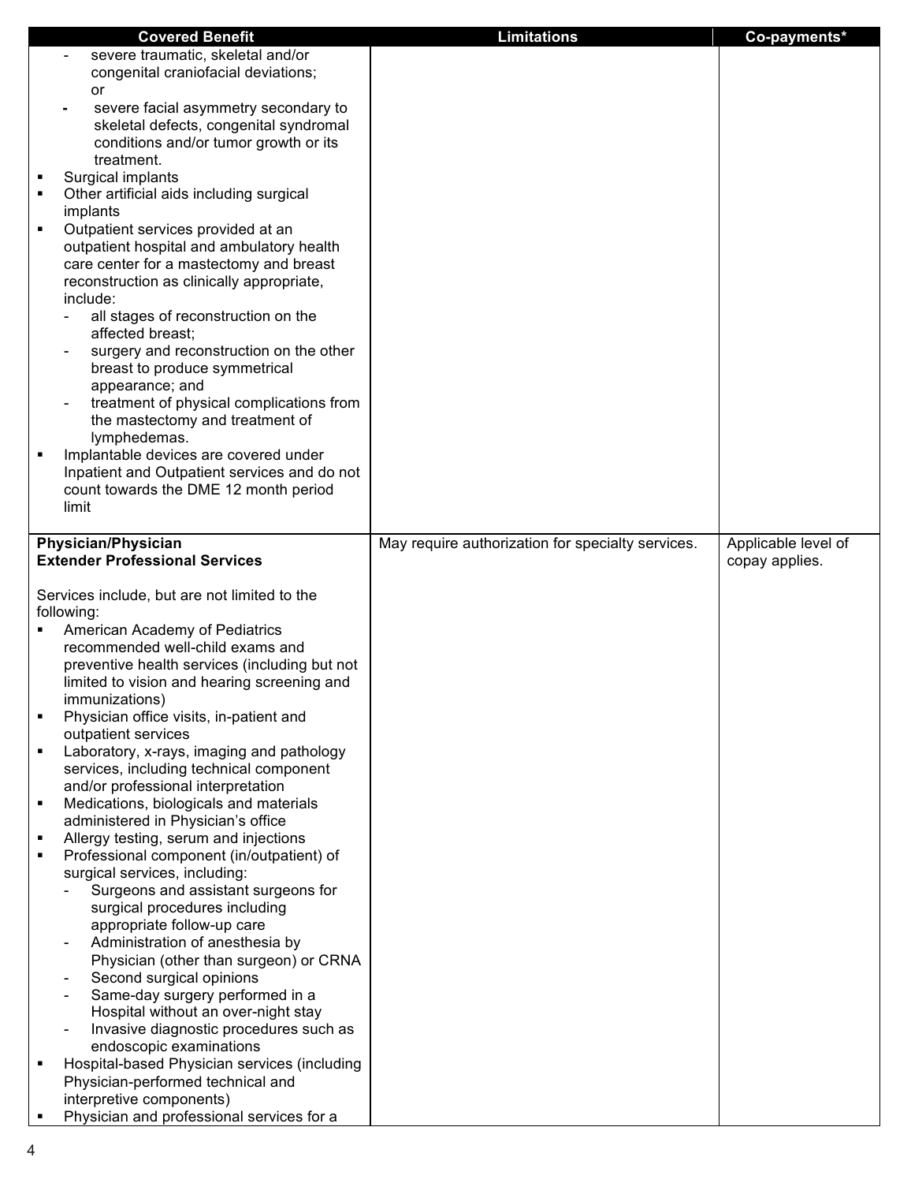| Covered Benefit | Limitations | Co-payments* |
| --- | --- | --- |
| - severe traumatic, skeletal and/or congenital craniofacial deviations; or<br>- severe facial asymmetry secondary to skeletal defects, congenital syndromal conditions and/or tumor growth or its treatment.<br>▪ Surgical implants<br>▪ Other artificial aids including surgical implants<br>▪ Outpatient services provided at an outpatient hospital and ambulatory health care center for a mastectomy and breast reconstruction as clinically appropriate, include:<br>- all stages of reconstruction on the affected breast;<br>- surgery and reconstruction on the other breast to produce symmetrical appearance; and<br>- treatment of physical complications from the mastectomy and treatment of lymphedemas.<br>▪ Implantable devices are covered under Inpatient and Outpatient services and do not count towards the DME 12 month period limit | | |
| **Physician/Physician Extender Professional Services**<br><br>Services include, but are not limited to the following:<br>▪ American Academy of Pediatrics recommended well-child exams and preventive health services (including but not limited to vision and hearing screening and immunizations)<br>▪ Physician office visits, in-patient and outpatient services<br>▪ Laboratory, x-rays, imaging and pathology services, including technical component and/or professional interpretation<br>▪ Medications, biologicals and materials administered in Physician's office<br>▪ Allergy testing, serum and injections<br>▪ Professional component (in/outpatient) of surgical services, including:<br>- Surgeons and assistant surgeons for surgical procedures including appropriate follow-up care<br>- Administration of anesthesia by Physician (other than surgeon) or CRNA<br>- Second surgical opinions<br>- Same-day surgery performed in a Hospital without an over-night stay<br>- Invasive diagnostic procedures such as endoscopic examinations<br>▪ Hospital-based Physician services (including Physician-performed technical and interpretive components)<br>▪ Physician and professional services for a | May require authorization for specialty services. | Applicable level of copay applies. |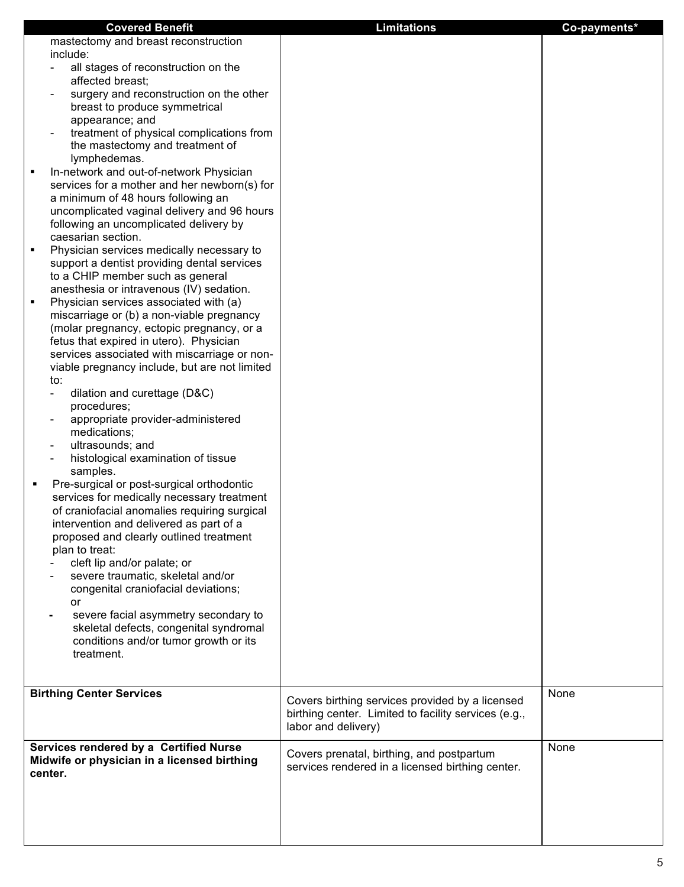| Covered Benefit | Limitations | Co-payments* |
|---|---|---|
| mastectomy and breast reconstruction include:<br>- all stages of reconstruction on the affected breast;<br>- surgery and reconstruction on the other breast to produce symmetrical appearance; and<br>- treatment of physical complications from the mastectomy and treatment of lymphedemas.<br>▪ In-network and out-of-network Physician services for a mother and her newborn(s) for a minimum of 48 hours following an uncomplicated vaginal delivery and 96 hours following an uncomplicated delivery by caesarian section.<br>▪ Physician services medically necessary to support a dentist providing dental services to a CHIP member such as general anesthesia or intravenous (IV) sedation.<br>▪ Physician services associated with (a) miscarriage or (b) a non-viable pregnancy (molar pregnancy, ectopic pregnancy, or a fetus that expired in utero). Physician services associated with miscarriage or non-viable pregnancy include, but are not limited to:<br>- dilation and curettage (D&C) procedures;<br>- appropriate provider-administered medications;<br>- ultrasounds; and<br>- histological examination of tissue samples.<br>▪ Pre-surgical or post-surgical orthodontic services for medically necessary treatment of craniofacial anomalies requiring surgical intervention and delivered as part of a proposed and clearly outlined treatment plan to treat:<br>- cleft lip and/or palate; or<br>- severe traumatic, skeletal and/or congenital craniofacial deviations; or<br>- severe facial asymmetry secondary to skeletal defects, congenital syndromal conditions and/or tumor growth or its treatment. | | |
| **Birthing Center Services** | Covers birthing services provided by a licensed birthing center. Limited to facility services (e.g., labor and delivery) | None |
| **Services rendered by a Certified Nurse Midwife or physician in a licensed birthing center.** | Covers prenatal, birthing, and postpartum services rendered in a licensed birthing center. | None |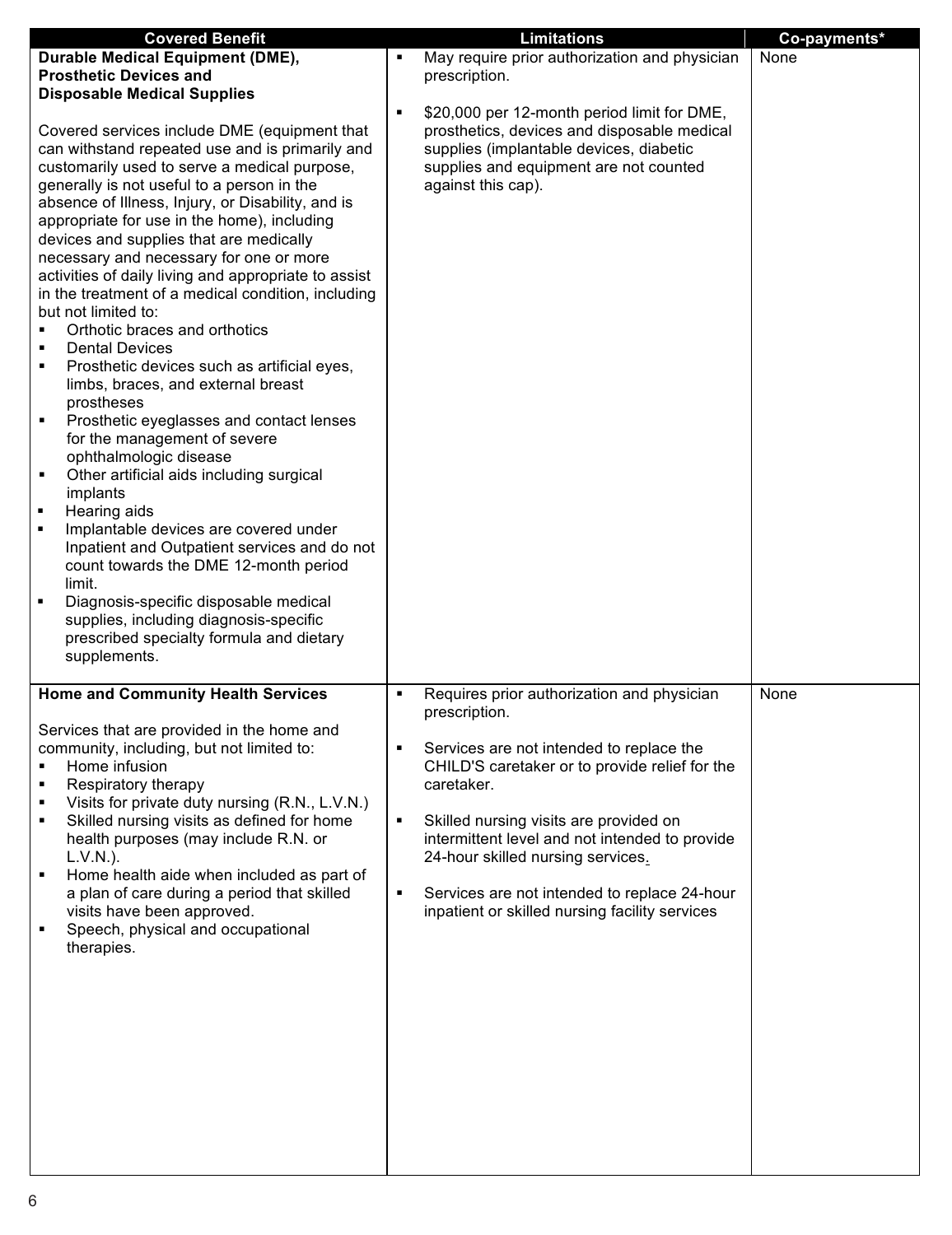| Covered Benefit | Limitations | Co-payments* |
|---|---|---|
| **Durable Medical Equipment (DME), Prosthetic Devices and Disposable Medical Supplies**<br><br>Covered services include DME (equipment that can withstand repeated use and is primarily and customarily used to serve a medical purpose, generally is not useful to a person in the absence of Illness, Injury, or Disability, and is appropriate for use in the home), including devices and supplies that are medically necessary and necessary for one or more activities of daily living and appropriate to assist in the treatment of a medical condition, including but not limited to:<br>▪ Orthotic braces and orthotics<br>▪ Dental Devices<br>▪ Prosthetic devices such as artificial eyes, limbs, braces, and external breast prostheses<br>▪ Prosthetic eyeglasses and contact lenses for the management of severe ophthalmologic disease<br>▪ Other artificial aids including surgical implants<br>▪ Hearing aids<br>▪ Implantable devices are covered under Inpatient and Outpatient services and do not count towards the DME 12-month period limit.<br>▪ Diagnosis-specific disposable medical supplies, including diagnosis-specific prescribed specialty formula and dietary supplements. | ▪ May require prior authorization and physician prescription.<br><br>▪ $20,000 per 12-month period limit for DME, prosthetics, devices and disposable medical supplies (implantable devices, diabetic supplies and equipment are not counted against this cap). | None |
| **Home and Community Health Services**<br><br>Services that are provided in the home and community, including, but not limited to:<br>▪ Home infusion<br>▪ Respiratory therapy<br>▪ Visits for private duty nursing (R.N., L.V.N.)<br>▪ Skilled nursing visits as defined for home health purposes (may include R.N. or L.V.N.).<br>▪ Home health aide when included as part of a plan of care during a period that skilled visits have been approved.<br>▪ Speech, physical and occupational therapies. | ▪ Requires prior authorization and physician prescription.<br><br>▪ Services are not intended to replace the CHILD'S caretaker or to provide relief for the caretaker.<br><br>▪ Skilled nursing visits are provided on intermittent level and not intended to provide 24-hour skilled nursing services.<br><br>▪ Services are not intended to replace 24-hour inpatient or skilled nursing facility services | None |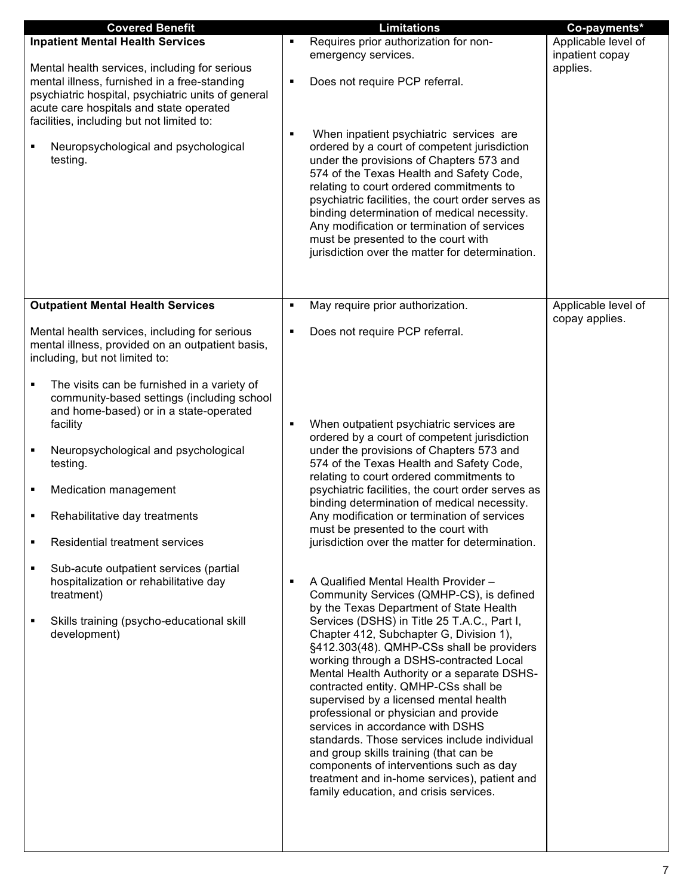| Covered Benefit | Limitations | Co-payments* |
|---|---|---|
| **Inpatient Mental Health Services**<br><br>Mental health services, including for serious mental illness, furnished in a free-standing psychiatric hospital, psychiatric units of general acute care hospitals and state operated facilities, including but not limited to:<br><br>▪ Neuropsychological and psychological testing. | ▪ Requires prior authorization for non-emergency services.<br><br>▪ Does not require PCP referral.<br><br>▪ When inpatient psychiatric services are ordered by a court of competent jurisdiction under the provisions of Chapters 573 and 574 of the Texas Health and Safety Code, relating to court ordered commitments to psychiatric facilities, the court order serves as binding determination of medical necessity. Any modification or termination of services must be presented to the court with jurisdiction over the matter for determination. | Applicable level of inpatient copay applies. |
| **Outpatient Mental Health Services**<br><br>Mental health services, including for serious mental illness, provided on an outpatient basis, including, but not limited to:<br><br>▪ The visits can be furnished in a variety of community-based settings (including school and home-based) or in a state-operated facility<br><br>▪ Neuropsychological and psychological testing.<br><br>▪ Medication management<br><br>▪ Rehabilitative day treatments<br><br>▪ Residential treatment services<br><br>▪ Sub-acute outpatient services (partial hospitalization or rehabilitative day treatment)<br><br>▪ Skills training (psycho-educational skill development) | ▪ May require prior authorization.<br><br>▪ Does not require PCP referral.<br><br>▪ When outpatient psychiatric services are ordered by a court of competent jurisdiction under the provisions of Chapters 573 and 574 of the Texas Health and Safety Code, relating to court ordered commitments to psychiatric facilities, the court order serves as binding determination of medical necessity. Any modification or termination of services must be presented to the court with jurisdiction over the matter for determination.<br><br>▪ A Qualified Mental Health Provider – Community Services (QMHP-CS), is defined by the Texas Department of State Health Services (DSHS) in Title 25 T.A.C., Part I, Chapter 412, Subchapter G, Division 1), §412.303(48). QMHP-CSs shall be providers working through a DSHS-contracted Local Mental Health Authority or a separate DSHS-contracted entity. QMHP-CSs shall be supervised by a licensed mental health professional or physician and provide services in accordance with DSHS standards. Those services include individual and group skills training (that can be components of interventions such as day treatment and in-home services), patient and family education, and crisis services. | Applicable level of copay applies. |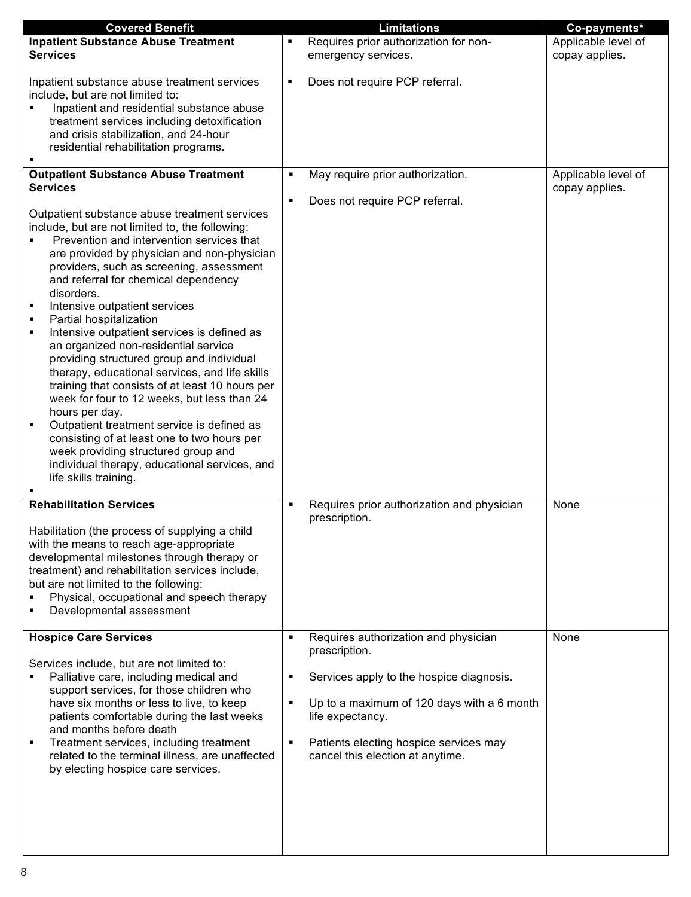| Covered Benefit | Limitations | Co-payments* |
|---|---|---|
| **Inpatient Substance Abuse Treatment Services**<br><br>Inpatient substance abuse treatment services include, but are not limited to:<br>▪ Inpatient and residential substance abuse treatment services including detoxification and crisis stabilization, and 24-hour residential rehabilitation programs.<br>▪ | ▪ Requires prior authorization for non-emergency services.<br><br>▪ Does not require PCP referral. | Applicable level of copay applies. |
| **Outpatient Substance Abuse Treatment Services**<br><br>Outpatient substance abuse treatment services include, but are not limited to, the following:<br>▪ Prevention and intervention services that are provided by physician and non-physician providers, such as screening, assessment and referral for chemical dependency disorders.<br>▪ Intensive outpatient services<br>▪ Partial hospitalization<br>▪ Intensive outpatient services is defined as an organized non-residential service providing structured group and individual therapy, educational services, and life skills training that consists of at least 10 hours per week for four to 12 weeks, but less than 24 hours per day.<br>▪ Outpatient treatment service is defined as consisting of at least one to two hours per week providing structured group and individual therapy, educational services, and life skills training.<br>▪ | ▪ May require prior authorization.<br><br>▪ Does not require PCP referral. | Applicable level of copay applies. |
| **Rehabilitation Services**<br><br>Habilitation (the process of supplying a child with the means to reach age-appropriate developmental milestones through therapy or treatment) and rehabilitation services include, but are not limited to the following:<br>▪ Physical, occupational and speech therapy<br>▪ Developmental assessment | ▪ Requires prior authorization and physician prescription. | None |
| **Hospice Care Services**<br><br>Services include, but are not limited to:<br>▪ Palliative care, including medical and support services, for those children who have six months or less to live, to keep patients comfortable during the last weeks and months before death<br>▪ Treatment services, including treatment related to the terminal illness, are unaffected by electing hospice care services. | ▪ Requires authorization and physician prescription.<br><br>▪ Services apply to the hospice diagnosis.<br><br>▪ Up to a maximum of 120 days with a 6 month life expectancy.<br><br>▪ Patients electing hospice services may cancel this election at anytime. | None |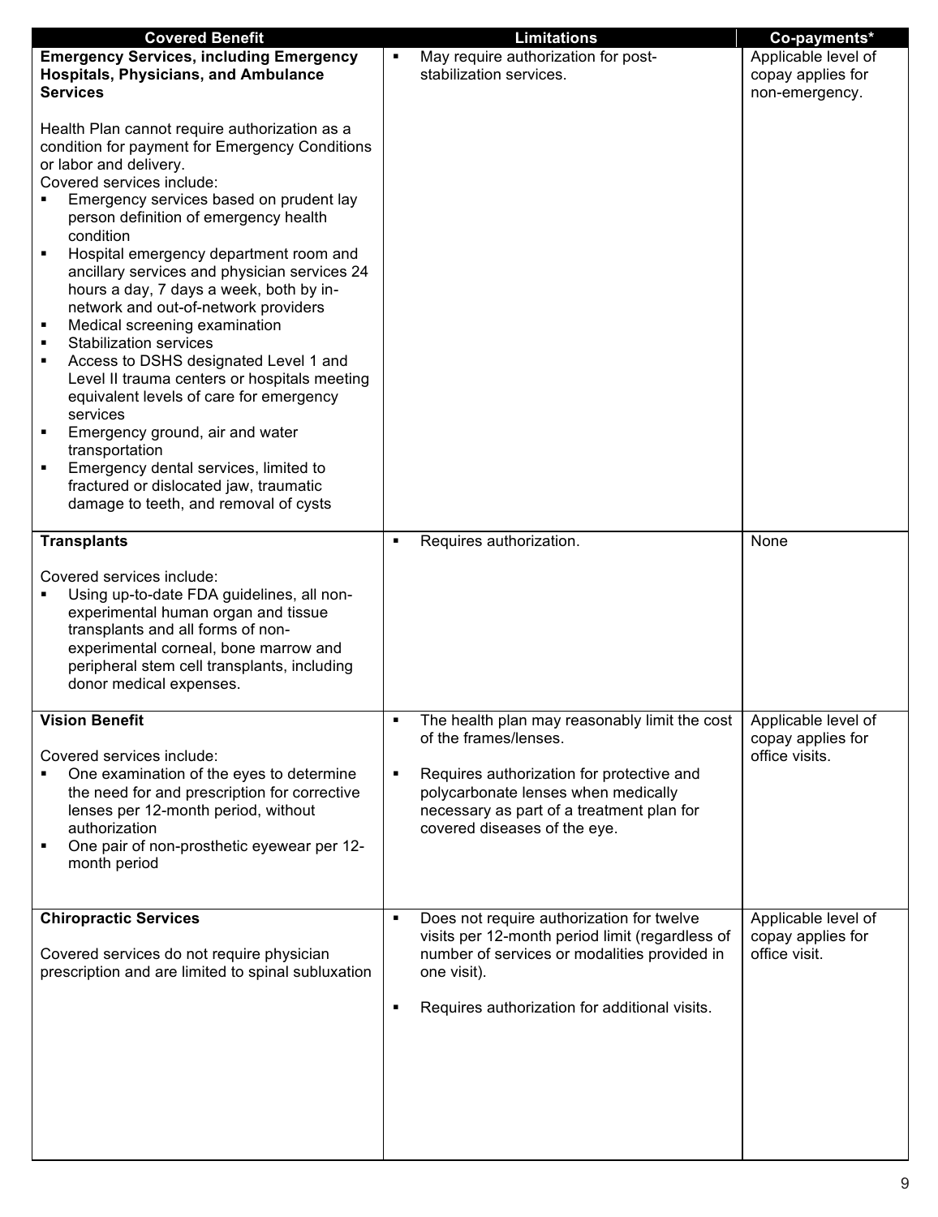| Covered Benefit | Limitations | Co-payments* |
|---|---|---|
| **Emergency Services, including Emergency Hospitals, Physicians, and Ambulance Services**<br><br>Health Plan cannot require authorization as a condition for payment for Emergency Conditions or labor and delivery.<br>Covered services include:<br>▪ Emergency services based on prudent lay person definition of emergency health condition<br>▪ Hospital emergency department room and ancillary services and physician services 24 hours a day, 7 days a week, both by in-network and out-of-network providers<br>▪ Medical screening examination<br>▪ Stabilization services<br>▪ Access to DSHS designated Level 1 and Level II trauma centers or hospitals meeting equivalent levels of care for emergency services<br>▪ Emergency ground, air and water transportation<br>▪ Emergency dental services, limited to fractured or dislocated jaw, traumatic damage to teeth, and removal of cysts | ▪ May require authorization for post-stabilization services. | Applicable level of copay applies for non-emergency. |
| **Transplants**<br><br>Covered services include:<br>▪ Using up-to-date FDA guidelines, all non-experimental human organ and tissue transplants and all forms of non-experimental corneal, bone marrow and peripheral stem cell transplants, including donor medical expenses. | ▪ Requires authorization. | None |
| **Vision Benefit**<br><br>Covered services include:<br>▪ One examination of the eyes to determine the need for and prescription for corrective lenses per 12-month period, without authorization<br>▪ One pair of non-prosthetic eyewear per 12-month period | ▪ The health plan may reasonably limit the cost of the frames/lenses.<br><br>▪ Requires authorization for protective and polycarbonate lenses when medically necessary as part of a treatment plan for covered diseases of the eye. | Applicable level of copay applies for office visits. |
| **Chiropractic Services**<br><br>Covered services do not require physician prescription and are limited to spinal subluxation | ▪ Does not require authorization for twelve visits per 12-month period limit (regardless of number of services or modalities provided in one visit).<br><br>▪ Requires authorization for additional visits. | Applicable level of copay applies for office visit. |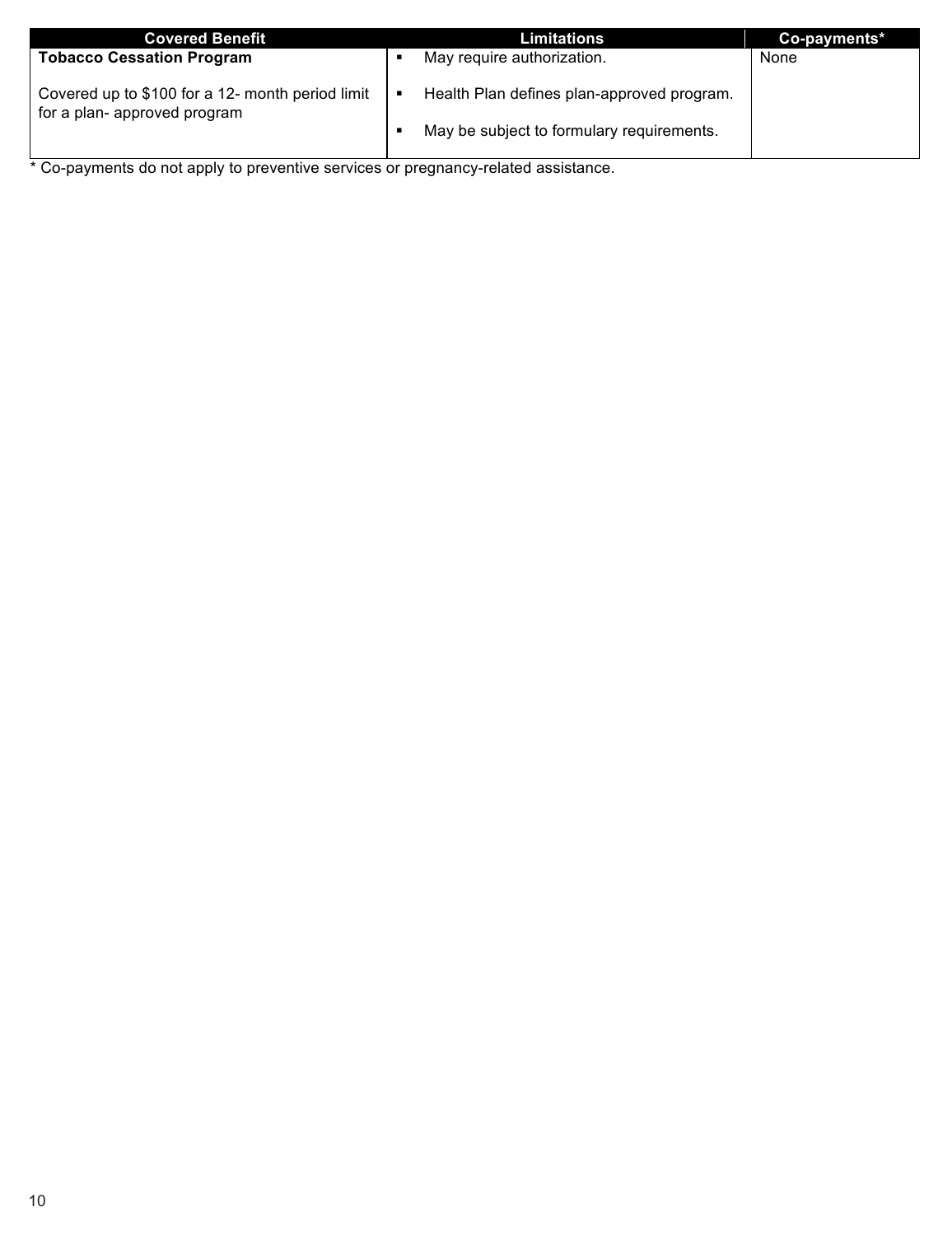| Covered Benefit | Limitations | Co-payments* |
|---|---|---|
| **Tobacco Cessation Program**<br><br>Covered up to $100 for a 12- month period limit for a plan- approved program | ▪ May require authorization.<br>▪ Health Plan defines plan-approved program.<br>▪ May be subject to formulary requirements. | None |

* Co-payments do not apply to preventive services or pregnancy-related assistance.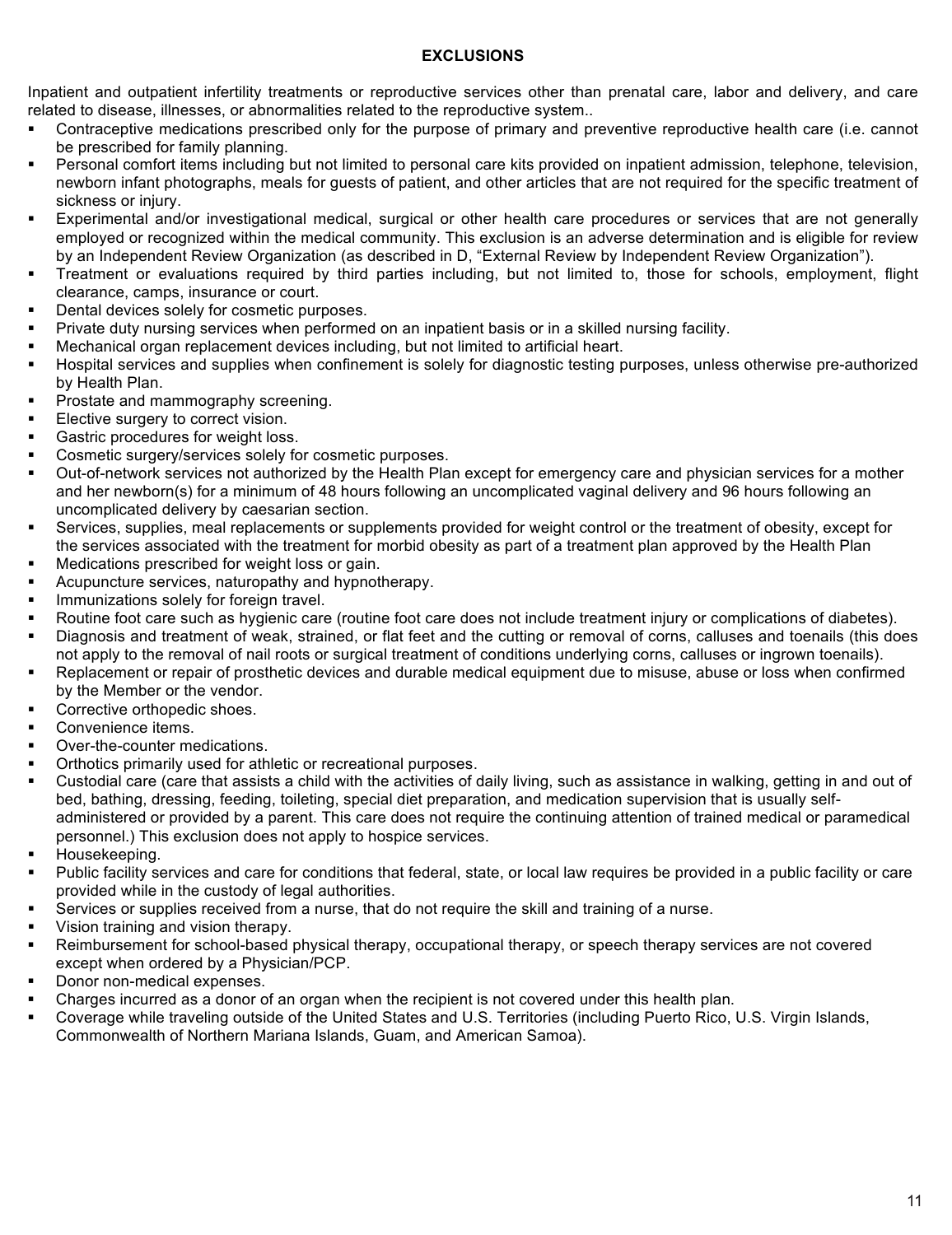## EXCLUSIONS

Inpatient and outpatient infertility treatments or reproductive services other than prenatal care, labor and delivery, and care related to disease, illnesses, or abnormalities related to the reproductive system..

- Contraceptive medications prescribed only for the purpose of primary and preventive reproductive health care (i.e. cannot be prescribed for family planning.
- Personal comfort items including but not limited to personal care kits provided on inpatient admission, telephone, television, newborn infant photographs, meals for guests of patient, and other articles that are not required for the specific treatment of sickness or injury.
- Experimental and/or investigational medical, surgical or other health care procedures or services that are not generally employed or recognized within the medical community. This exclusion is an adverse determination and is eligible for review by an Independent Review Organization (as described in D, "External Review by Independent Review Organization").
- Treatment or evaluations required by third parties including, but not limited to, those for schools, employment, flight clearance, camps, insurance or court.
- Dental devices solely for cosmetic purposes.
- Private duty nursing services when performed on an inpatient basis or in a skilled nursing facility.
- Mechanical organ replacement devices including, but not limited to artificial heart.
- Hospital services and supplies when confinement is solely for diagnostic testing purposes, unless otherwise pre-authorized by Health Plan.
- Prostate and mammography screening.
- Elective surgery to correct vision.
- Gastric procedures for weight loss.
- Cosmetic surgery/services solely for cosmetic purposes.
- Out-of-network services not authorized by the Health Plan except for emergency care and physician services for a mother and her newborn(s) for a minimum of 48 hours following an uncomplicated vaginal delivery and 96 hours following an uncomplicated delivery by caesarian section.
- Services, supplies, meal replacements or supplements provided for weight control or the treatment of obesity, except for the services associated with the treatment for morbid obesity as part of a treatment plan approved by the Health Plan
- Medications prescribed for weight loss or gain.
- Acupuncture services, naturopathy and hypnotherapy.
- Immunizations solely for foreign travel.
- Routine foot care such as hygienic care (routine foot care does not include treatment injury or complications of diabetes).
- Diagnosis and treatment of weak, strained, or flat feet and the cutting or removal of corns, calluses and toenails (this does not apply to the removal of nail roots or surgical treatment of conditions underlying corns, calluses or ingrown toenails).
- Replacement or repair of prosthetic devices and durable medical equipment due to misuse, abuse or loss when confirmed by the Member or the vendor.
- Corrective orthopedic shoes.
- Convenience items.
- Over-the-counter medications.
- Orthotics primarily used for athletic or recreational purposes.
- Custodial care (care that assists a child with the activities of daily living, such as assistance in walking, getting in and out of bed, bathing, dressing, feeding, toileting, special diet preparation, and medication supervision that is usually self-administered or provided by a parent. This care does not require the continuing attention of trained medical or paramedical personnel.) This exclusion does not apply to hospice services.
- Housekeeping.
- Public facility services and care for conditions that federal, state, or local law requires be provided in a public facility or care provided while in the custody of legal authorities.
- Services or supplies received from a nurse, that do not require the skill and training of a nurse.
- Vision training and vision therapy.
- Reimbursement for school-based physical therapy, occupational therapy, or speech therapy services are not covered except when ordered by a Physician/PCP.
- Donor non-medical expenses.
- Charges incurred as a donor of an organ when the recipient is not covered under this health plan.
- Coverage while traveling outside of the United States and U.S. Territories (including Puerto Rico, U.S. Virgin Islands, Commonwealth of Northern Mariana Islands, Guam, and American Samoa).